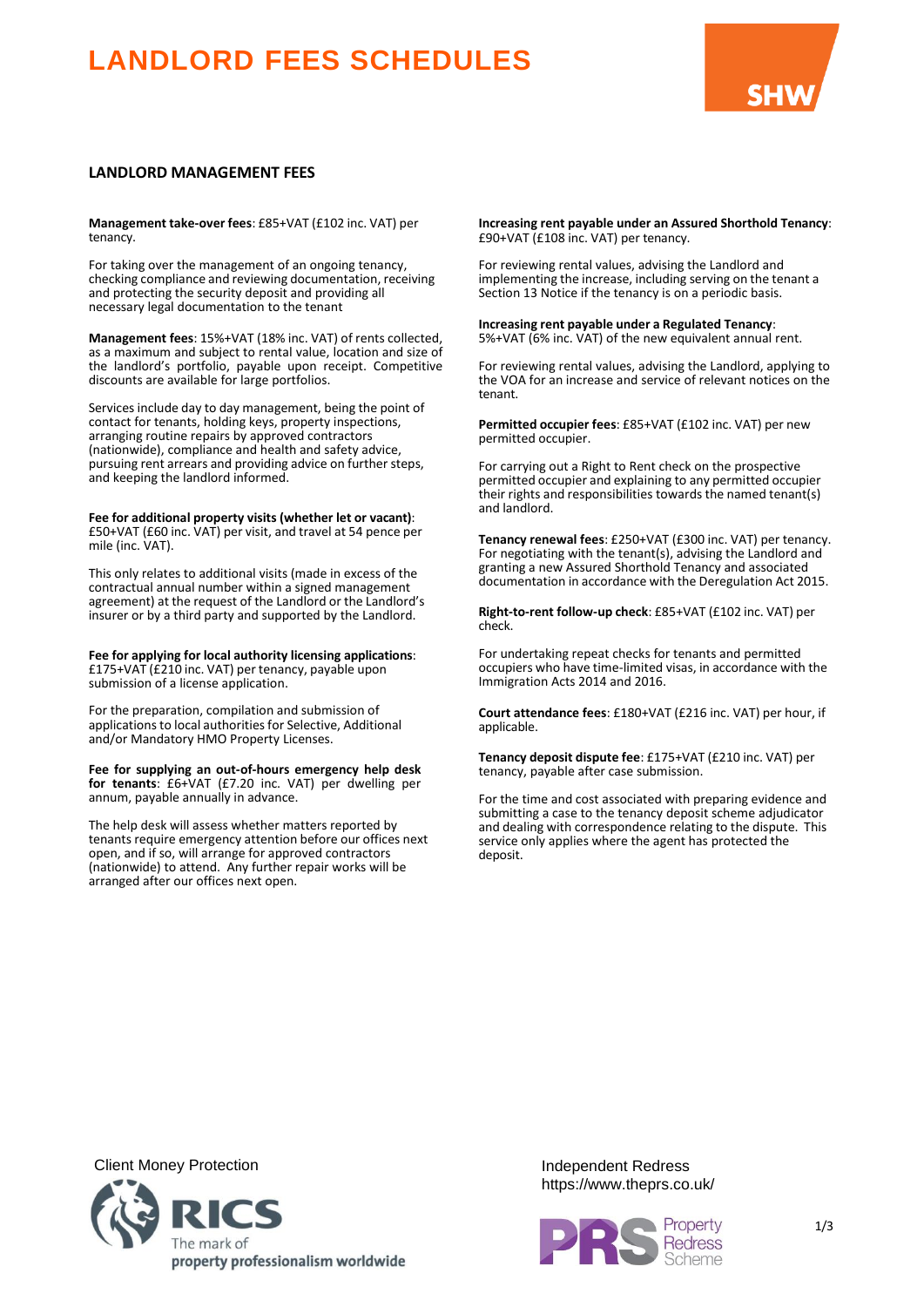# LANDLORD FEES SCHEDULES

## LANDLORD MANAGEMENT FEES

**Management take-over fees**: £85+VAT (£102 inc. VAT) per tenancy.

For taking over the management of an ongoing tenancy, checking compliance and reviewing documentation, receiving and protecting the security deposit and providing all necessary legal documentation to the tenant

**Management fees**: 15%+VAT (18% inc. VAT) of rents collected, as a maximum and subject to rental value, location and size of the landlord's portfolio, payable upon receipt. Competitive discounts are available for large portfolios.

Services include day to day management, being the point of contact for tenants, holding keys, property inspections, arranging routine repairs by approved contractors (nationwide), compliance and health and safety advice, pursuing rent arrears and providing advice on further steps, and keeping the landlord informed.

**Fee for additional property visits (whether let or vacant)**: £50+VAT (£60 inc. VAT) per visit, and travel at 54 pence per mile (inc. VAT).

This only relates to additional visits (made in excess of the contractual annual number within a signed management agreement) at the request of the Landlord or the Landlord's insurer or by a third party and supported by the Landlord.

**Fee for applying for local authority licensing applications**: £175+VAT (£210 inc. VAT) per tenancy, payable upon submission of a license application.

For the preparation, compilation and submission of applications to local authorities for Selective, Additional and/or Mandatory HMO Property Licenses.

**Fee for supplying an out-of-hours emergency help desk for tenants**: £6+VAT (£7.20 inc. VAT) per dwelling per annum, payable annually in advance.

The help desk will assess whether matters reported by tenants require emergency attention before our offices next open, and if so, will arrange for approved contractors (nationwide) to attend. Any further repair works will be arranged after our offices next open.

**Increasing rent payable under an Assured Shorthold Tenancy**: £90+VAT (£108 inc. VAT) per tenancy.

For reviewing rental values, advising the Landlord and implementing the increase, including serving on the tenant a Section 13 Notice if the tenancy is on a periodic basis.

**Increasing rent payable under a Regulated Tenancy**: 5%+VAT (6% inc. VAT) of the new equivalent annual rent.

For reviewing rental values, advising the Landlord, applying to the VOA for an increase and service of relevant notices on the tenant.

**Permitted occupier fees**: £85+VAT (£102 inc. VAT) per new permitted occupier.

For carrying out a Right to Rent check on the prospective permitted occupier and explaining to any permitted occupier their rights and responsibilities towards the named tenant(s) and landlord.

**Tenancy renewal fees**: £250+VAT (£300 inc. VAT) per tenancy. For negotiating with the tenant(s), advising the Landlord and granting a new Assured Shorthold Tenancy and associated documentation in accordance with the Deregulation Act 2015.

**Right-to-rent follow-up check**: £85+VAT (£102 inc. VAT) per check.

For undertaking repeat checks for tenants and permitted occupiers who have time-limited visas, in accordance with the Immigration Acts 2014 and 2016.

**Court attendance fees**: £180+VAT (£216 inc. VAT) per hour, if applicable.

**Tenancy deposit dispute fee**: £175+VAT (£210 inc. VAT) per tenancy, payable after case submission.

For the time and cost associated with preparing evidence and submitting a case to the tenancy deposit scheme adjudicator and dealing with correspondence relating to the dispute. This service only applies where the agent has protected the deposit.

Client Money Protection

RICS The mark of property professionalism worldwide

Independent Redress
https://www.theprs.co.uk/

Property Redress Scheme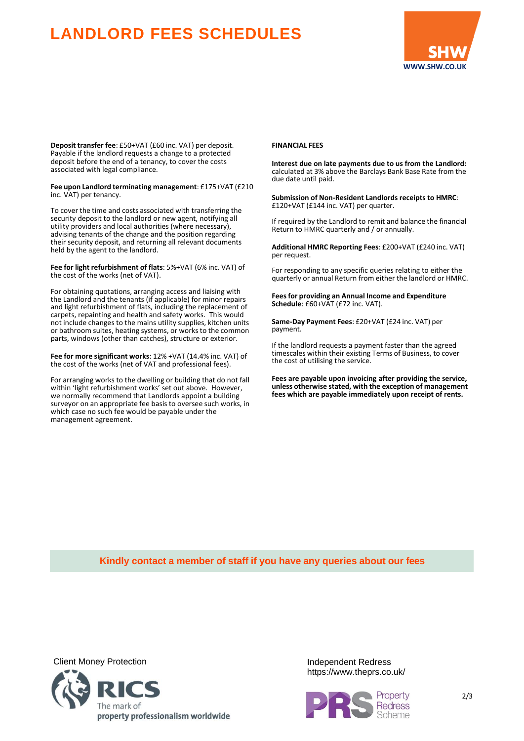# LANDLORD FEES SCHEDULES

SHW
WWW.SHW.CO.UK

**Deposit transfer fee**: £50+VAT (£60 inc. VAT) per deposit. Payable if the landlord requests a change to a protected deposit before the end of a tenancy, to cover the costs associated with legal compliance.

**Fee upon Landlord terminating management**: £175+VAT (£210 inc. VAT) per tenancy.

To cover the time and costs associated with transferring the security deposit to the landlord or new agent, notifying all utility providers and local authorities (where necessary), advising tenants of the change and the position regarding their security deposit, and returning all relevant documents held by the agent to the landlord.

**Fee for light refurbishment of flats**: 5%+VAT (6% inc. VAT) of the cost of the works (net of VAT).

For obtaining quotations, arranging access and liaising with the Landlord and the tenants (if applicable) for minor repairs and light refurbishment of flats, including the replacement of carpets, repainting and health and safety works. This would not include changes to the mains utility supplies, kitchen units or bathroom suites, heating systems, or works to the common parts, windows (other than catches), structure or exterior.

**Fee for more significant works**: 12% +VAT (14.4% inc. VAT) of the cost of the works (net of VAT and professional fees).

For arranging works to the dwelling or building that do not fall within 'light refurbishment works' set out above. However, we normally recommend that Landlords appoint a building surveyor on an appropriate fee basis to oversee such works, in which case no such fee would be payable under the management agreement.

**FINANCIAL FEES**

**Interest due on late payments due to us from the Landlord:** calculated at 3% above the Barclays Bank Base Rate from the due date until paid.

**Submission of Non-Resident Landlords receipts to HMRC**: £120+VAT (£144 inc. VAT) per quarter.

If required by the Landlord to remit and balance the financial Return to HMRC quarterly and / or annually.

**Additional HMRC Reporting Fees**: £200+VAT (£240 inc. VAT) per request.

For responding to any specific queries relating to either the quarterly or annual Return from either the landlord or HMRC.

**Fees for providing an Annual Income and Expenditure Schedule**: £60+VAT (£72 inc. VAT).

**Same-Day Payment Fees**: £20+VAT (£24 inc. VAT) per payment.

If the landlord requests a payment faster than the agreed timescales within their existing Terms of Business, to cover the cost of utilising the service.

**Fees are payable upon invoicing after providing the service, unless otherwise stated, with the exception of management fees which are payable immediately upon receipt of rents.**

**Kindly contact a member of staff if you have any queries about our fees**

Client Money Protection

RICS The mark of property professionalism worldwide

Independent Redress
https://www.theprs.co.uk/

PRS Property Redress Scheme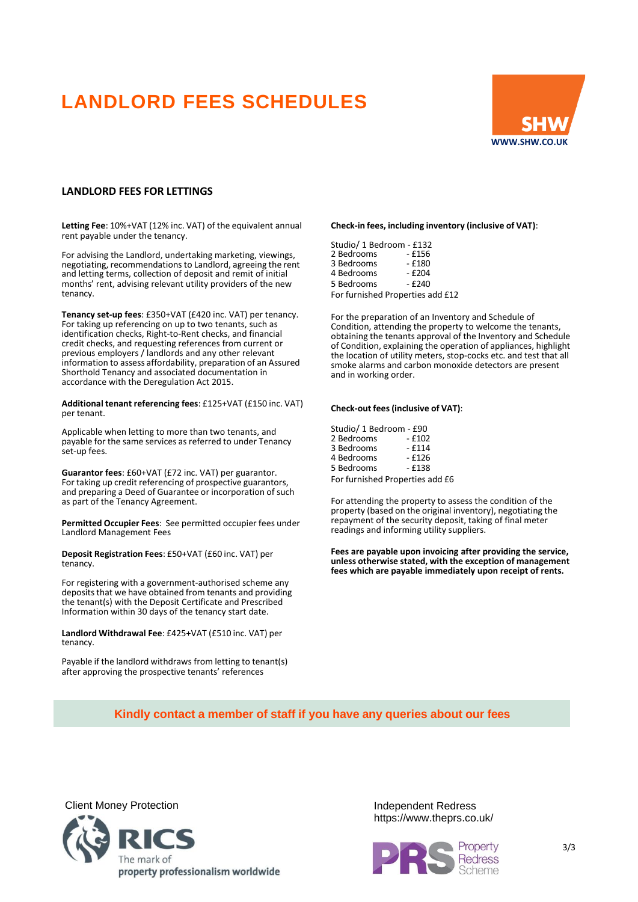# LANDLORD FEES SCHEDULES

SHW
WWW.SHW.CO.UK

## LANDLORD FEES FOR LETTINGS

**Letting Fee**: 10%+VAT (12% inc. VAT) of the equivalent annual rent payable under the tenancy.

For advising the Landlord, undertaking marketing, viewings, negotiating, recommendations to Landlord, agreeing the rent and letting terms, collection of deposit and remit of initial months' rent, advising relevant utility providers of the new tenancy.

**Tenancy set-up fees**: £350+VAT (£420 inc. VAT) per tenancy. For taking up referencing on up to two tenants, such as identification checks, Right-to-Rent checks, and financial credit checks, and requesting references from current or previous employers / landlords and any other relevant information to assess affordability, preparation of an Assured Shorthold Tenancy and associated documentation in accordance with the Deregulation Act 2015.

**Additional tenant referencing fees**: £125+VAT (£150 inc. VAT) per tenant.

Applicable when letting to more than two tenants, and payable for the same services as referred to under Tenancy set-up fees.

**Guarantor fees**: £60+VAT (£72 inc. VAT) per guarantor. For taking up credit referencing of prospective guarantors, and preparing a Deed of Guarantee or incorporation of such as part of the Tenancy Agreement.

**Permitted Occupier Fees**: See permitted occupier fees under Landlord Management Fees

**Deposit Registration Fees**: £50+VAT (£60 inc. VAT) per tenancy.

For registering with a government-authorised scheme any deposits that we have obtained from tenants and providing the tenant(s) with the Deposit Certificate and Prescribed Information within 30 days of the tenancy start date.

**Landlord Withdrawal Fee**: £425+VAT (£510 inc. VAT) per tenancy.

Payable if the landlord withdraws from letting to tenant(s) after approving the prospective tenants' references

**Check-in fees, including inventory (inclusive of VAT)**:

Studio/ 1 Bedroom - £132
2 Bedrooms - £156
3 Bedrooms - £180
4 Bedrooms - £204
5 Bedrooms - £240
For furnished Properties add £12

For the preparation of an Inventory and Schedule of Condition, attending the property to welcome the tenants, obtaining the tenants approval of the Inventory and Schedule of Condition, explaining the operation of appliances, highlight the location of utility meters, stop-cocks etc. and test that all smoke alarms and carbon monoxide detectors are present and in working order.

**Check-out fees (inclusive of VAT)**:

Studio/ 1 Bedroom - £90
2 Bedrooms - £102
3 Bedrooms - £114
4 Bedrooms - £126
5 Bedrooms - £138
For furnished Properties add £6

For attending the property to assess the condition of the property (based on the original inventory), negotiating the repayment of the security deposit, taking of final meter readings and informing utility suppliers.

**Fees are payable upon invoicing after providing the service, unless otherwise stated, with the exception of management fees which are payable immediately upon receipt of rents.**

**Kindly contact a member of staff if you have any queries about our fees**

Client Money Protection

RICS
The mark of property professionalism worldwide

Independent Redress
https://www.theprs.co.uk/

PRS Property Redress Scheme